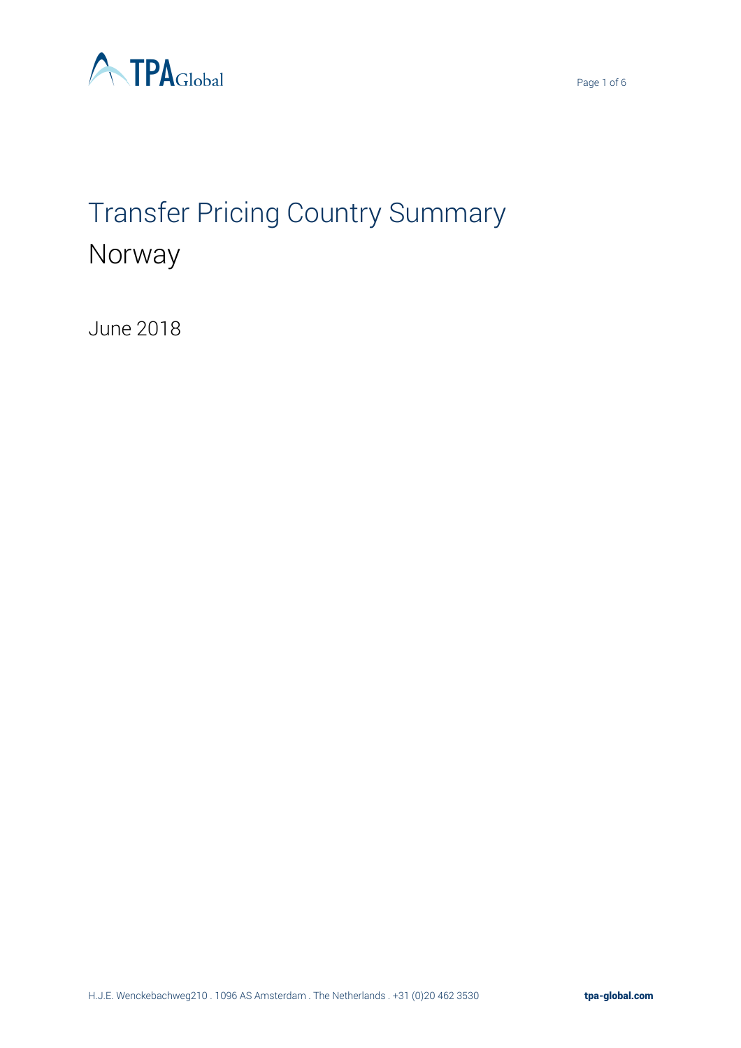# Transfer Pricing Country Summary

## Norway

June 2018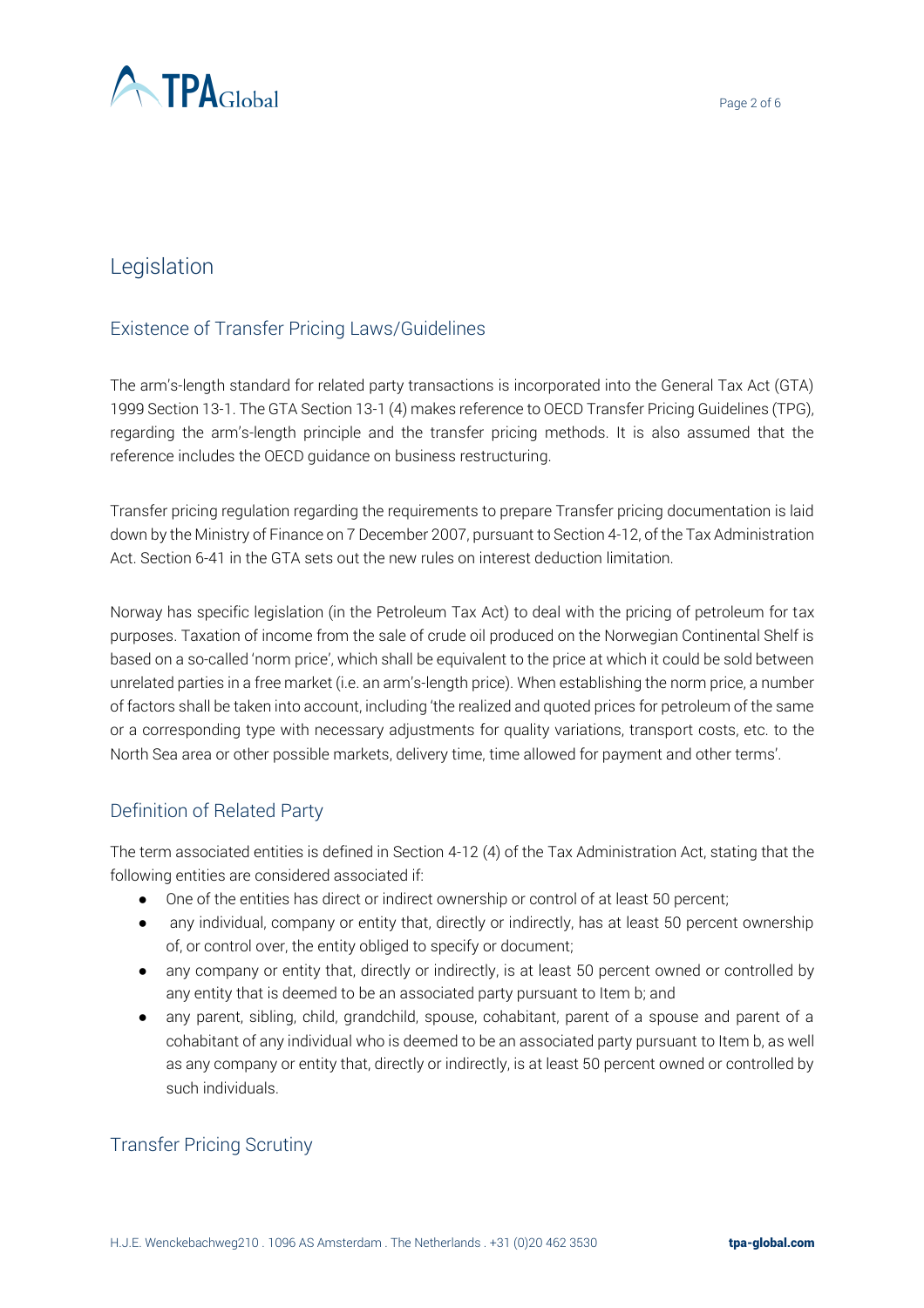# Legislation

## Existence of Transfer Pricing Laws/Guidelines

The arm's-length standard for related party transactions is incorporated into the General Tax Act (GTA) 1999 Section 13-1. The GTA Section 13-1 (4) makes reference to OECD Transfer Pricing Guidelines (TPG), regarding the arm's-length principle and the transfer pricing methods. It is also assumed that the reference includes the OECD guidance on business restructuring.

Transfer pricing regulation regarding the requirements to prepare Transfer pricing documentation is laid down by the Ministry of Finance on 7 December 2007, pursuant to Section 4-12, of the Tax Administration Act. Section 6-41 in the GTA sets out the new rules on interest deduction limitation.

Norway has specific legislation (in the Petroleum Tax Act) to deal with the pricing of petroleum for tax purposes. Taxation of income from the sale of crude oil produced on the Norwegian Continental Shelf is based on a so-called 'norm price', which shall be equivalent to the price at which it could be sold between unrelated parties in a free market (i.e. an arm's-length price). When establishing the norm price, a number of factors shall be taken into account, including 'the realized and quoted prices for petroleum of the same or a corresponding type with necessary adjustments for quality variations, transport costs, etc. to the North Sea area or other possible markets, delivery time, time allowed for payment and other terms'.

## Definition of Related Party

The term associated entities is defined in Section 4-12 (4) of the Tax Administration Act, stating that the following entities are considered associated if:

- One of the entities has direct or indirect ownership or control of at least 50 percent;
- any individual, company or entity that, directly or indirectly, has at least 50 percent ownership of, or control over, the entity obliged to specify or document;
- any company or entity that, directly or indirectly, is at least 50 percent owned or controlled by any entity that is deemed to be an associated party pursuant to Item b; and
- any parent, sibling, child, grandchild, spouse, cohabitant, parent of a spouse and parent of a cohabitant of any individual who is deemed to be an associated party pursuant to Item b, as well as any company or entity that, directly or indirectly, is at least 50 percent owned or controlled by such individuals.

## Transfer Pricing Scrutiny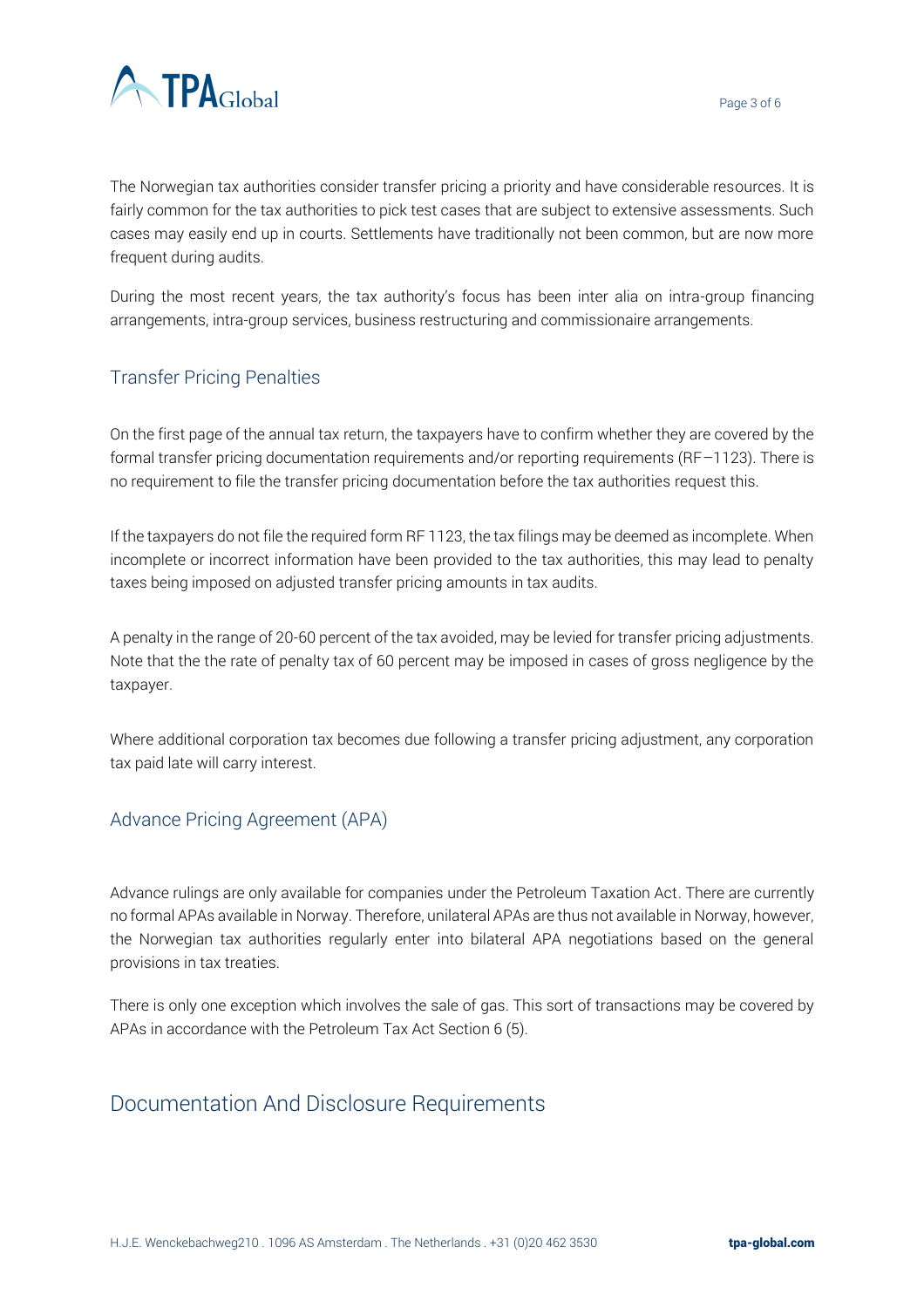The Norwegian tax authorities consider transfer pricing a priority and have considerable resources. It is fairly common for the tax authorities to pick test cases that are subject to extensive assessments. Such cases may easily end up in courts. Settlements have traditionally not been common, but are now more frequent during audits.

During the most recent years, the tax authority's focus has been inter alia on intra-group financing arrangements, intra-group services, business restructuring and commissionaire arrangements.

### Transfer Pricing Penalties

On the first page of the annual tax return, the taxpayers have to confirm whether they are covered by the formal transfer pricing documentation requirements and/or reporting requirements (RF–1123). There is no requirement to file the transfer pricing documentation before the tax authorities request this.

If the taxpayers do not file the required form RF 1123, the tax filings may be deemed as incomplete. When incomplete or incorrect information have been provided to the tax authorities, this may lead to penalty taxes being imposed on adjusted transfer pricing amounts in tax audits.

A penalty in the range of 20-60 percent of the tax avoided, may be levied for transfer pricing adjustments. Note that the the rate of penalty tax of 60 percent may be imposed in cases of gross negligence by the taxpayer.

Where additional corporation tax becomes due following a transfer pricing adjustment, any corporation tax paid late will carry interest.

### Advance Pricing Agreement (APA)

Advance rulings are only available for companies under the Petroleum Taxation Act. There are currently no formal APAs available in Norway. Therefore, unilateral APAs are thus not available in Norway, however, the Norwegian tax authorities regularly enter into bilateral APA negotiations based on the general provisions in tax treaties.

There is only one exception which involves the sale of gas. This sort of transactions may be covered by APAs in accordance with the Petroleum Tax Act Section 6 (5).

## Documentation And Disclosure Requirements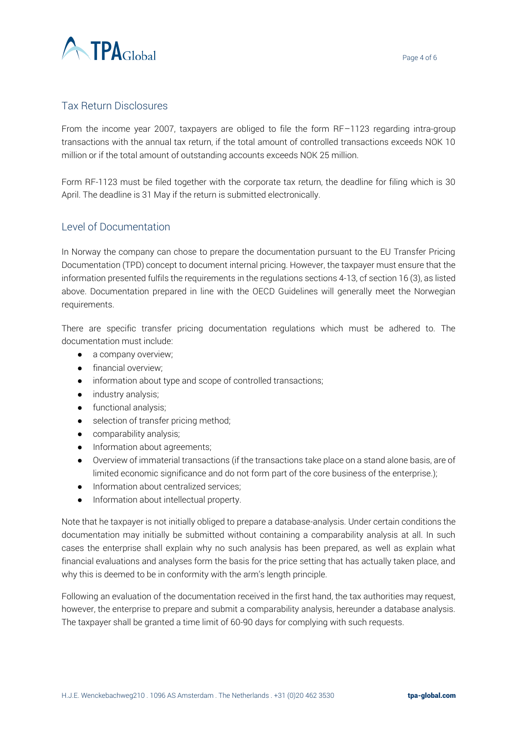## Tax Return Disclosures

From the income year 2007, taxpayers are obliged to file the form RF–1123 regarding intra-group transactions with the annual tax return, if the total amount of controlled transactions exceeds NOK 10 million or if the total amount of outstanding accounts exceeds NOK 25 million.

Form RF-1123 must be filed together with the corporate tax return, the deadline for filing which is 30 April. The deadline is 31 May if the return is submitted electronically.

## Level of Documentation

In Norway the company can chose to prepare the documentation pursuant to the EU Transfer Pricing Documentation (TPD) concept to document internal pricing. However, the taxpayer must ensure that the information presented fulfils the requirements in the regulations sections 4-13, cf section 16 (3), as listed above. Documentation prepared in line with the OECD Guidelines will generally meet the Norwegian requirements.

There are specific transfer pricing documentation regulations which must be adhered to. The documentation must include:

- a company overview;
- financial overview;
- information about type and scope of controlled transactions;
- industry analysis;
- functional analysis;
- selection of transfer pricing method;
- comparability analysis;
- Information about agreements;
- Overview of immaterial transactions (if the transactions take place on a stand alone basis, are of limited economic significance and do not form part of the core business of the enterprise.);
- Information about centralized services;
- Information about intellectual property.

Note that he taxpayer is not initially obliged to prepare a database-analysis. Under certain conditions the documentation may initially be submitted without containing a comparability analysis at all. In such cases the enterprise shall explain why no such analysis has been prepared, as well as explain what financial evaluations and analyses form the basis for the price setting that has actually taken place, and why this is deemed to be in conformity with the arm's length principle.

Following an evaluation of the documentation received in the first hand, the tax authorities may request, however, the enterprise to prepare and submit a comparability analysis, hereunder a database analysis. The taxpayer shall be granted a time limit of 60-90 days for complying with such requests.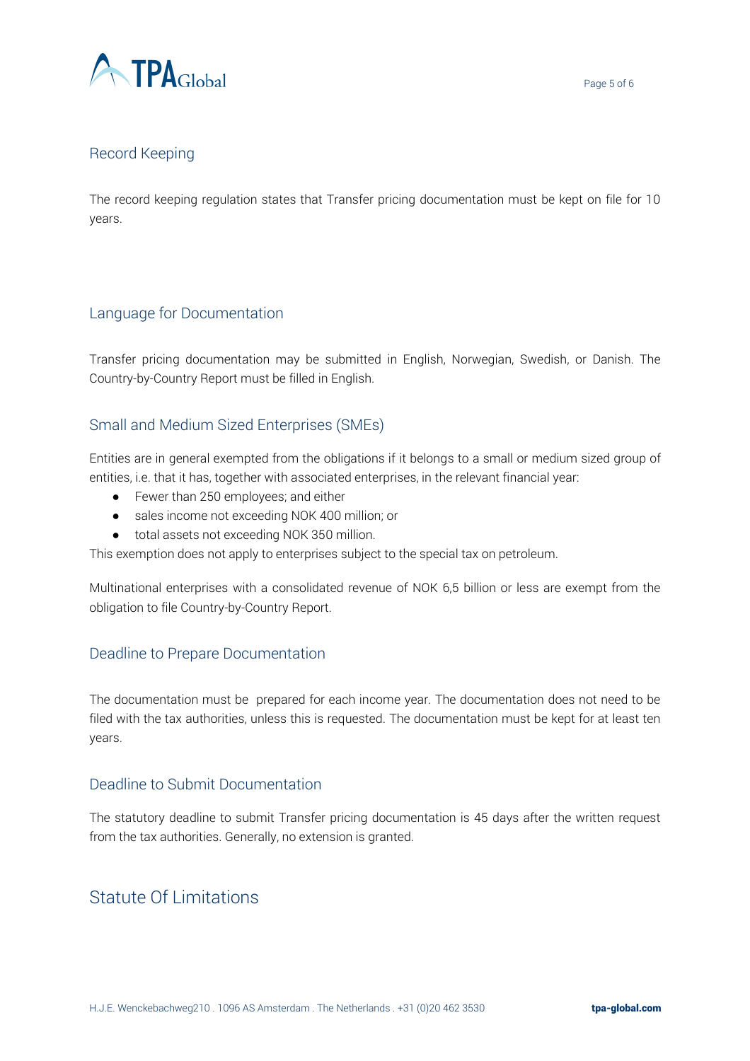## Record Keeping

The record keeping regulation states that Transfer pricing documentation must be kept on file for 10 years.

## Language for Documentation

Transfer pricing documentation may be submitted in English, Norwegian, Swedish, or Danish. The Country-by-Country Report must be filled in English.

## Small and Medium Sized Enterprises (SMEs)

Entities are in general exempted from the obligations if it belongs to a small or medium sized group of entities, i.e. that it has, together with associated enterprises, in the relevant financial year:

- Fewer than 250 employees; and either
- sales income not exceeding NOK 400 million; or
- total assets not exceeding NOK 350 million.

This exemption does not apply to enterprises subject to the special tax on petroleum.

Multinational enterprises with a consolidated revenue of NOK 6,5 billion or less are exempt from the obligation to file Country-by-Country Report.

## Deadline to Prepare Documentation

The documentation must be prepared for each income year. The documentation does not need to be filed with the tax authorities, unless this is requested. The documentation must be kept for at least ten years.

## Deadline to Submit Documentation

The statutory deadline to submit Transfer pricing documentation is 45 days after the written request from the tax authorities. Generally, no extension is granted.

# Statute Of Limitations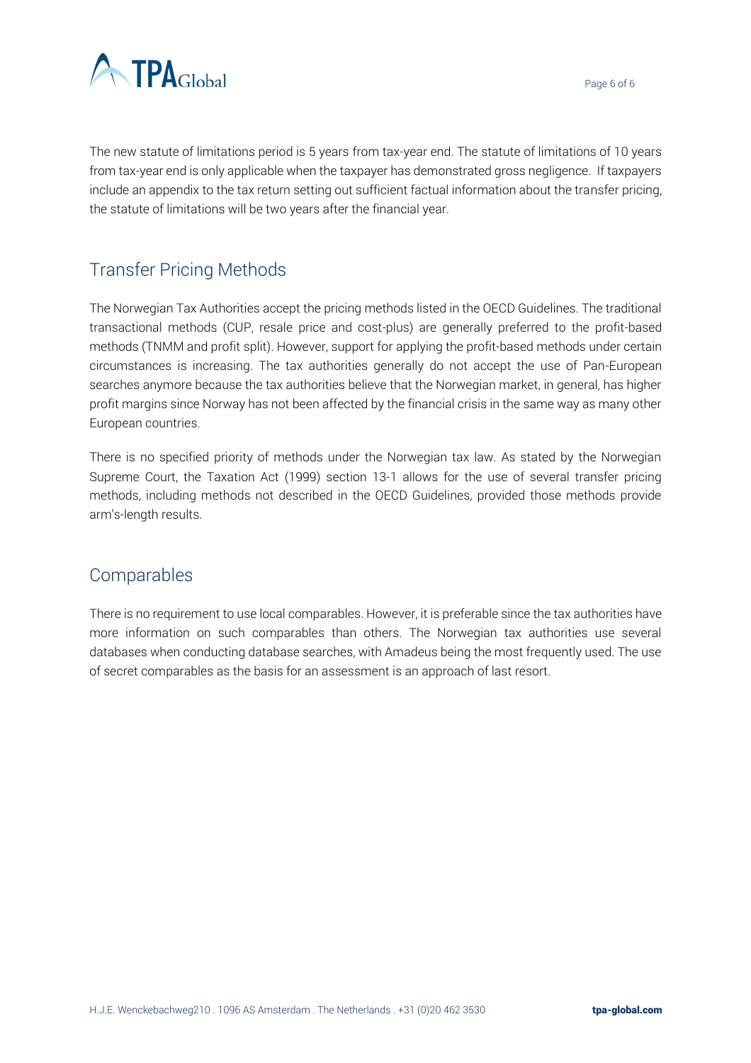The new statute of limitations period is 5 years from tax-year end. The statute of limitations of 10 years from tax-year end is only applicable when the taxpayer has demonstrated gross negligence. If taxpayers include an appendix to the tax return setting out sufficient factual information about the transfer pricing, the statute of limitations will be two years after the financial year.

## Transfer Pricing Methods

The Norwegian Tax Authorities accept the pricing methods listed in the OECD Guidelines. The traditional transactional methods (CUP, resale price and cost-plus) are generally preferred to the profit-based methods (TNMM and profit split). However, support for applying the profit-based methods under certain circumstances is increasing. The tax authorities generally do not accept the use of Pan-European searches anymore because the tax authorities believe that the Norwegian market, in general, has higher profit margins since Norway has not been affected by the financial crisis in the same way as many other European countries.

There is no specified priority of methods under the Norwegian tax law. As stated by the Norwegian Supreme Court, the Taxation Act (1999) section 13-1 allows for the use of several transfer pricing methods, including methods not described in the OECD Guidelines, provided those methods provide arm's-length results.

## Comparables

There is no requirement to use local comparables. However, it is preferable since the tax authorities have more information on such comparables than others. The Norwegian tax authorities use several databases when conducting database searches, with Amadeus being the most frequently used. The use of secret comparables as the basis for an assessment is an approach of last resort.